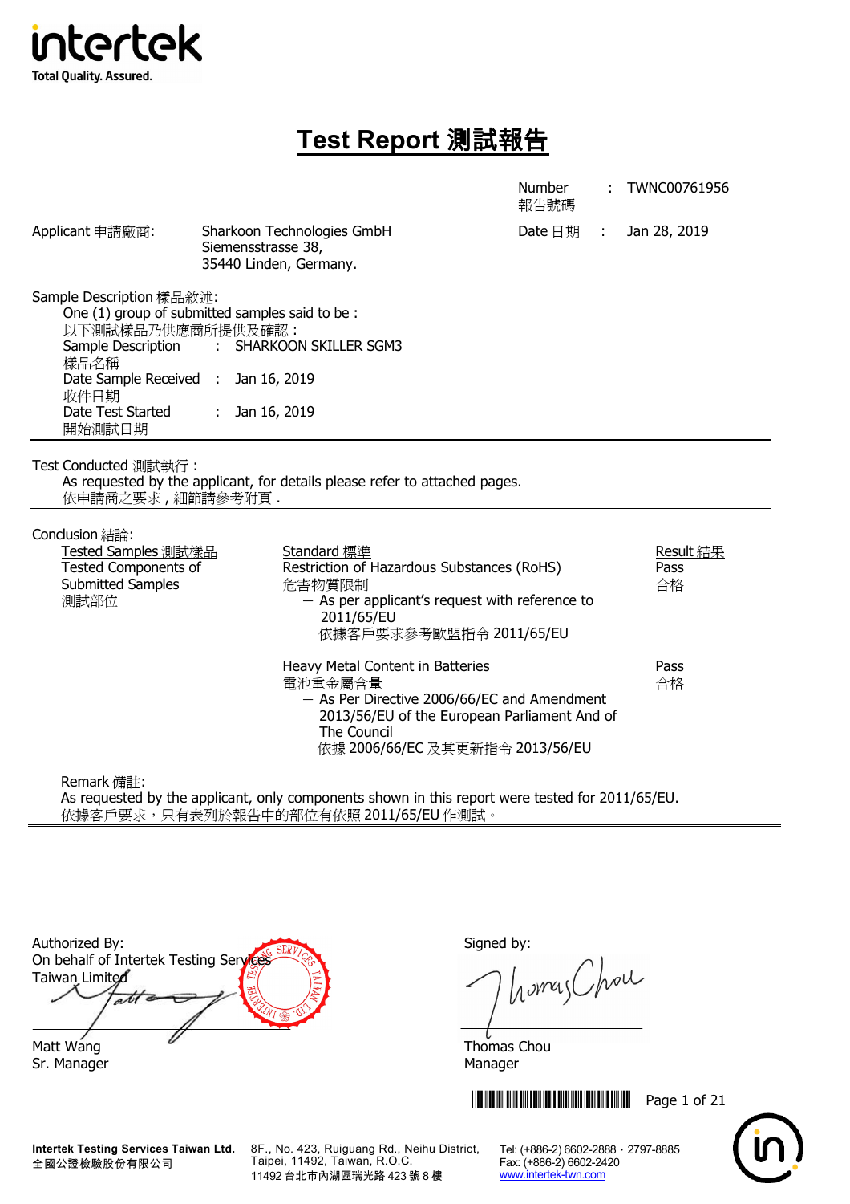intertek

Total Quality. Assured.

# Test Report 測試報告

Number 報告號碼 : TWNC00761956

Date 日期 : Jan 28, 2019

Applicant 申請廠商: Sharkoon Technologies GmbH
Siemensstrasse 38,
35440 Linden, Germany.

Sample Description 樣品敘述:

One (1) group of submitted samples said to be :
以下測試樣品乃供應商所提供及確認：

Sample Description 樣品名稱 : SHARKOON SKILLER SGM3

Date Sample Received 收件日期 : Jan 16, 2019

Date Test Started 開始測試日期 : Jan 16, 2019

---

Test Conducted 測試執行 :

As requested by the applicant, for details please refer to attached pages.
依申請商之要求，細節請參考附頁.

---

Conclusion 結論:

| Tested Samples 測試樣品 | Standard 標準 | Result 結果 |
|---|---|---|
| Tested Components of Submitted Samples 測試部位 | Restriction of Hazardous Substances (RoHS) 危害物質限制 — As per applicant's request with reference to 2011/65/EU 依據客戶要求參考歐盟指令 2011/65/EU | Pass 合格 |
| | Heavy Metal Content in Batteries 電池重金屬含量 — As Per Directive 2006/66/EC and Amendment 2013/56/EU of the European Parliament And of The Council 依據 2006/66/EC 及其更新指令 2013/56/EU | Pass 合格 |

Remark 備註:

As requested by the applicant, only components shown in this report were tested for 2011/65/EU.
依據客戶要求，只有表列於報告中的部位有依照 2011/65/EU 作測試。

---

Authorized By:
On behalf of Intertek Testing Services Taiwan Limited

Matt Wang
Sr. Manager

Signed by:

Thomas Chou
Manager

Intertek Testing Services Taiwan Ltd.
全國公證檢驗股份有限公司

8F., No. 423, Ruiguang Rd., Neihu District, Taipei, 11492, Taiwan, R.O.C.
11492 台北市內湖區瑞光路 423 號 8 樓

Tel: (+886-2) 6602-2888 · 2797-8885
Fax: (+886-2) 6602-2420
www.intertek-twn.com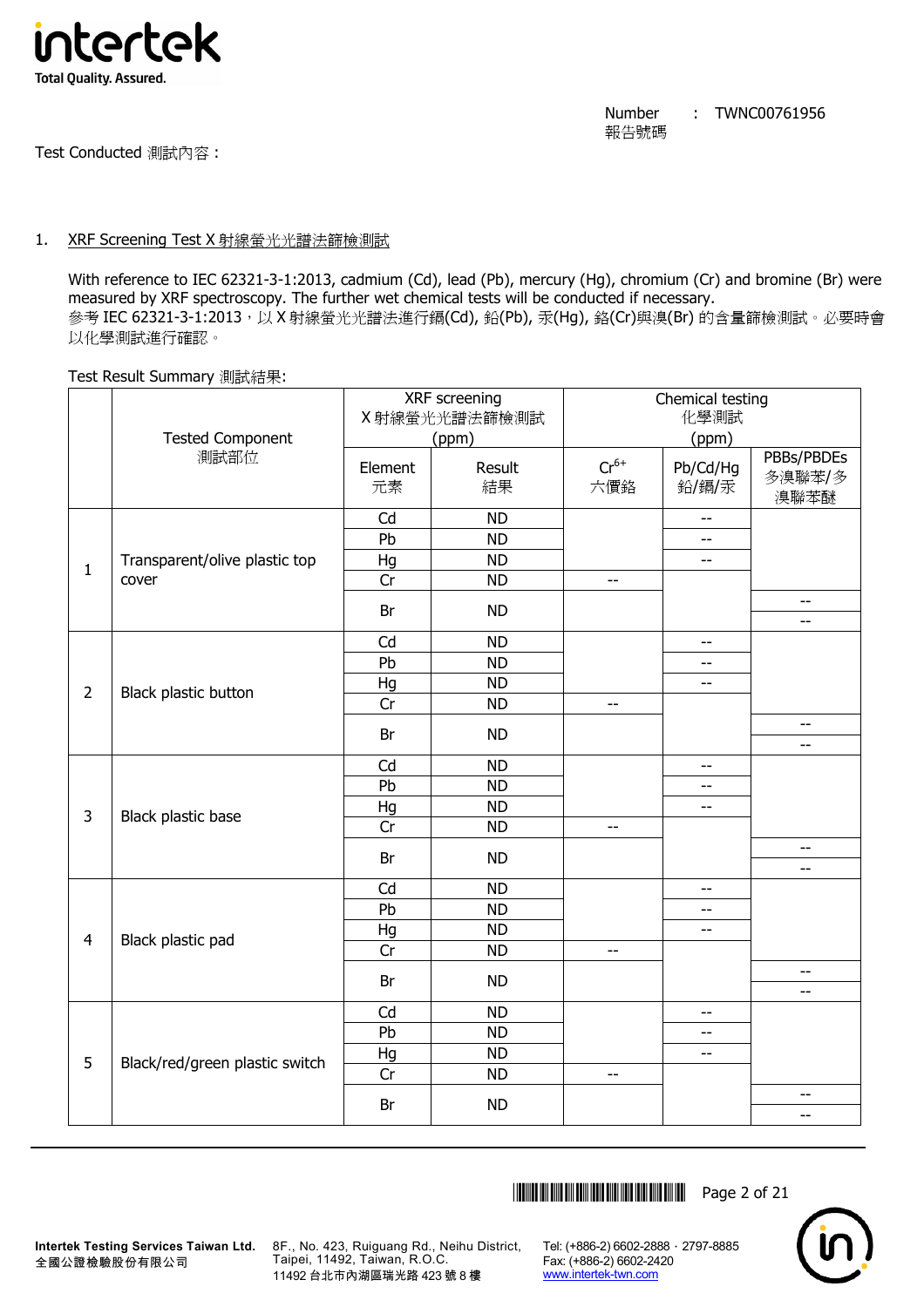Number 報告號碼 : TWNC00761956

Test Conducted 測試內容 :

1. XRF Screening Test X 射線螢光光譜法篩檢測試

With reference to IEC 62321-3-1:2013, cadmium (Cd), lead (Pb), mercury (Hg), chromium (Cr) and bromine (Br) were measured by XRF spectroscopy. The further wet chemical tests will be conducted if necessary.
參考 IEC 62321-3-1:2013，以 X 射線螢光光譜法進行鎘(Cd), 鉛(Pb), 汞(Hg), 鉻(Cr)與溴(Br) 的含量篩檢測試。必要時會以化學測試進行確認。

Test Result Summary 測試結果:

| | Tested Component 測試部位 | XRF screening X 射線螢光光譜法篩檢測試 (ppm) | | Chemical testing 化學測試 (ppm) | | |
|---|---|---|---|---|---|---|
| | | Element 元素 | Result 結果 | $Cr^{6+}$ 六價鉻 | Pb/Cd/Hg 鉛/鎘/汞 | PBBs/PBDEs 多溴聯苯/多溴聯苯醚 |
| 1 | Transparent/olive plastic top cover | Cd | ND | | -- | |
| | | Pb | ND | | -- | |
| | | Hg | ND | | -- | |
| | | Cr | ND | -- | | |
| | | Br | ND | | | -- / -- |
| 2 | Black plastic button | Cd | ND | | -- | |
| | | Pb | ND | | -- | |
| | | Hg | ND | | -- | |
| | | Cr | ND | -- | | |
| | | Br | ND | | | -- / -- |
| 3 | Black plastic base | Cd | ND | | -- | |
| | | Pb | ND | | -- | |
| | | Hg | ND | | -- | |
| | | Cr | ND | -- | | |
| | | Br | ND | | | -- / -- |
| 4 | Black plastic pad | Cd | ND | | -- | |
| | | Pb | ND | | -- | |
| | | Hg | ND | | -- | |
| | | Cr | ND | -- | | |
| | | Br | ND | | | -- / -- |
| 5 | Black/red/green plastic switch | Cd | ND | | -- | |
| | | Pb | ND | | -- | |
| | | Hg | ND | | -- | |
| | | Cr | ND | -- | | |
| | | Br | ND | | | -- / -- |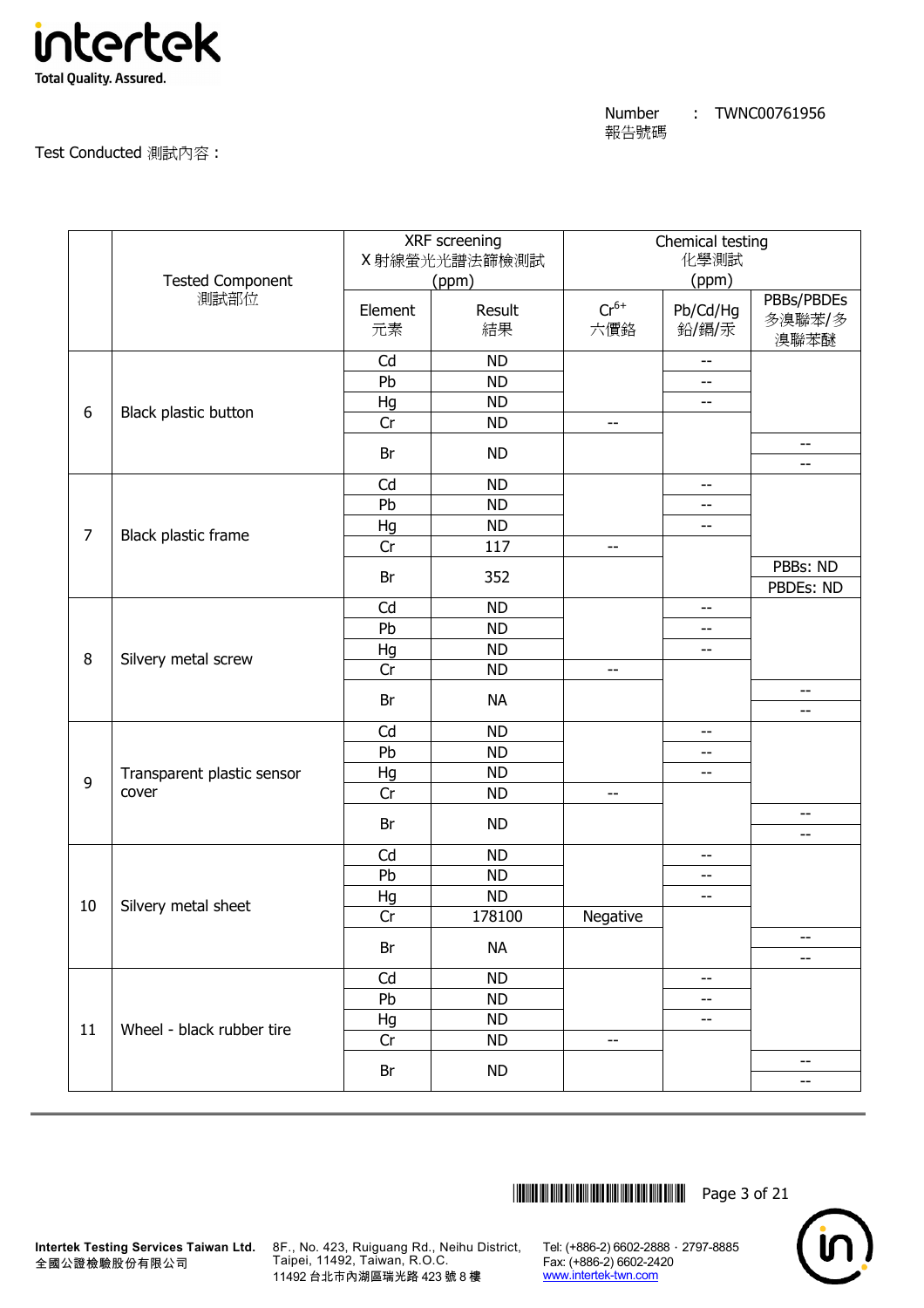Number 報告號碼 : TWNC00761956

Test Conducted 測試內容：

| | Tested Component 測試部位 | XRF screening X 射線螢光光譜法篩檢測試 (ppm) | | Chemical testing 化學測試 (ppm) | | |
|---|---|---|---|---|---|---|
| | | Element 元素 | Result 結果 | $Cr^{6+}$ 六價鉻 | Pb/Cd/Hg 鉛/鎘/汞 | PBBs/PBDEs 多溴聯苯/多溴聯苯醚 |
| 6 | Black plastic button | Cd | ND | | -- | |
| | | Pb | ND | | -- | |
| | | Hg | ND | | -- | |
| | | Cr | ND | -- | | |
| | | Br | ND | | | -- |
| | | | | | | -- |
| 7 | Black plastic frame | Cd | ND | | -- | |
| | | Pb | ND | | -- | |
| | | Hg | ND | | -- | |
| | | Cr | 117 | -- | | |
| | | Br | 352 | | | PBBs: ND |
| | | | | | | PBDEs: ND |
| 8 | Silvery metal screw | Cd | ND | | -- | |
| | | Pb | ND | | -- | |
| | | Hg | ND | | -- | |
| | | Cr | ND | -- | | |
| | | Br | NA | | | -- |
| | | | | | | -- |
| 9 | Transparent plastic sensor cover | Cd | ND | | -- | |
| | | Pb | ND | | -- | |
| | | Hg | ND | | -- | |
| | | Cr | ND | -- | | |
| | | Br | ND | | | -- |
| | | | | | | -- |
| 10 | Silvery metal sheet | Cd | ND | | -- | |
| | | Pb | ND | | -- | |
| | | Hg | ND | | -- | |
| | | Cr | 178100 | Negative | | |
| | | Br | NA | | | -- |
| | | | | | | -- |
| 11 | Wheel - black rubber tire | Cd | ND | | -- | |
| | | Pb | ND | | -- | |
| | | Hg | ND | | -- | |
| | | Cr | ND | -- | | |
| | | Br | ND | | | -- |
| | | | | | | -- |

Intertek Testing Services Taiwan Ltd.
全國公證檢驗股份有限公司

8F., No. 423, Ruiguang Rd., Neihu District, Taipei, 11492, Taiwan, R.O.C.
11492 台北市內湖區瑞光路 423 號 8 樓

Tel: (+886-2) 6602-2888 · 2797-8885
Fax: (+886-2) 6602-2420
www.intertek-twn.com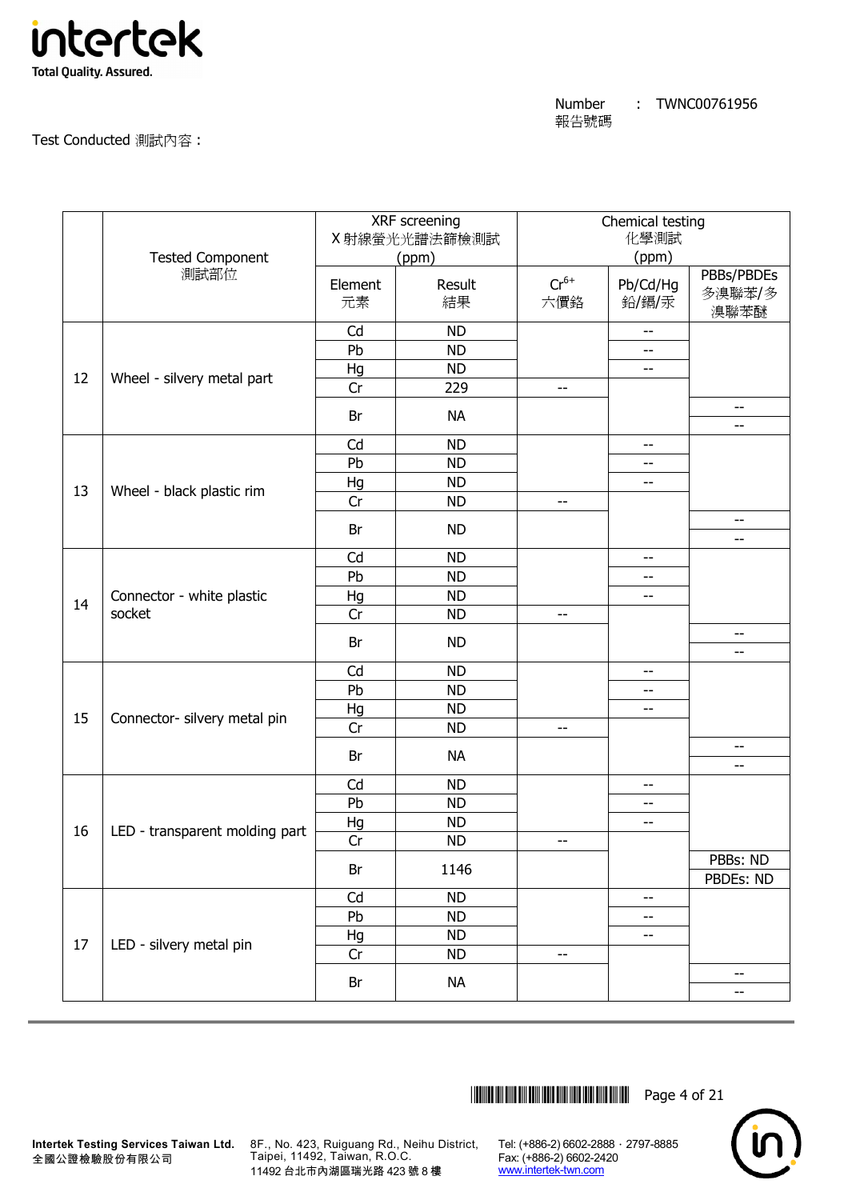Number 報告號碼 : TWNC00761956

Test Conducted 測試內容 :

|  | Tested Component 測試部位 | XRF screening X 射線螢光光譜法篩檢測試 (ppm) |  | Chemical testing 化學測試 (ppm) |  |  |
|---|---|---|---|---|---|---|
|  |  | Element 元素 | Result 結果 | $Cr^{6+}$ 六價鉻 | Pb/Cd/Hg 鉛/鎘/汞 | PBBs/PBDEs 多溴聯苯/多溴聯苯醚 |
| 12 | Wheel - silvery metal part | Cd | ND |  | -- |  |
|  |  | Pb | ND |  | -- |  |
|  |  | Hg | ND |  | -- |  |
|  |  | Cr | 229 | -- |  |  |
|  |  | Br | NA |  |  | -- / -- |
| 13 | Wheel - black plastic rim | Cd | ND |  | -- |  |
|  |  | Pb | ND |  | -- |  |
|  |  | Hg | ND |  | -- |  |
|  |  | Cr | ND | -- |  |  |
|  |  | Br | ND |  |  | -- / -- |
| 14 | Connector - white plastic socket | Cd | ND |  | -- |  |
|  |  | Pb | ND |  | -- |  |
|  |  | Hg | ND |  | -- |  |
|  |  | Cr | ND | -- |  |  |
|  |  | Br | ND |  |  | -- / -- |
| 15 | Connector- silvery metal pin | Cd | ND |  | -- |  |
|  |  | Pb | ND |  | -- |  |
|  |  | Hg | ND |  | -- |  |
|  |  | Cr | ND | -- |  |  |
|  |  | Br | NA |  |  | -- / -- |
| 16 | LED - transparent molding part | Cd | ND |  | -- |  |
|  |  | Pb | ND |  | -- |  |
|  |  | Hg | ND |  | -- |  |
|  |  | Cr | ND | -- |  |  |
|  |  | Br | 1146 |  |  | PBBs: ND / PBDEs: ND |
| 17 | LED - silvery metal pin | Cd | ND |  | -- |  |
|  |  | Pb | ND |  | -- |  |
|  |  | Hg | ND |  | -- |  |
|  |  | Cr | ND | -- |  |  |
|  |  | Br | NA |  |  | -- / -- |

Intertek Testing Services Taiwan Ltd.
全國公證檢驗股份有限公司

8F., No. 423, Ruiguang Rd., Neihu District, Taipei, 11492, Taiwan, R.O.C.
11492 台北市內湖區瑞光路 423 號 8 樓

Tel: (+886-2) 6602-2888 · 2797-8885
Fax: (+886-2) 6602-2420
www.intertek-twn.com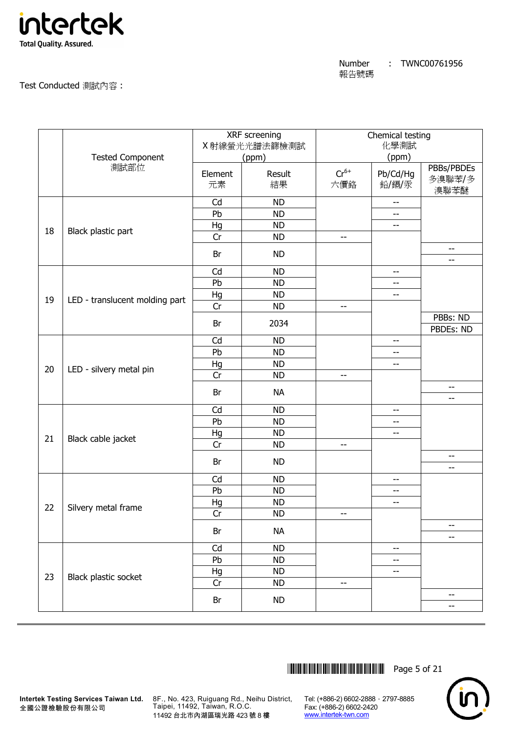Number 報告號碼 : TWNC00761956

Test Conducted 測試內容：

| | Tested Component 測試部位 | XRF screening X 射線螢光光譜法篩檢測試 (ppm) | | Chemical testing 化學測試 (ppm) | | |
|---|---|---|---|---|---|---|
| | | Element 元素 | Result 結果 | $Cr^{6+}$ 六價鉻 | Pb/Cd/Hg 鉛/鎘/汞 | PBBs/PBDEs 多溴聯苯/多溴聯苯醚 |
| 18 | Black plastic part | Cd | ND | | -- | |
| | | Pb | ND | | -- | |
| | | Hg | ND | | -- | |
| | | Cr | ND | -- | | |
| | | Br | ND | | | -- |
| | | | | | | -- |
| 19 | LED - translucent molding part | Cd | ND | | -- | |
| | | Pb | ND | | -- | |
| | | Hg | ND | | -- | |
| | | Cr | ND | -- | | |
| | | Br | 2034 | | | PBBs: ND |
| | | | | | | PBDEs: ND |
| 20 | LED - silvery metal pin | Cd | ND | | -- | |
| | | Pb | ND | | -- | |
| | | Hg | ND | | -- | |
| | | Cr | ND | -- | | |
| | | Br | NA | | | -- |
| | | | | | | -- |
| 21 | Black cable jacket | Cd | ND | | -- | |
| | | Pb | ND | | -- | |
| | | Hg | ND | | -- | |
| | | Cr | ND | -- | | |
| | | Br | ND | | | -- |
| | | | | | | -- |
| 22 | Silvery metal frame | Cd | ND | | -- | |
| | | Pb | ND | | -- | |
| | | Hg | ND | | -- | |
| | | Cr | ND | -- | | |
| | | Br | NA | | | -- |
| | | | | | | -- |
| 23 | Black plastic socket | Cd | ND | | -- | |
| | | Pb | ND | | -- | |
| | | Hg | ND | | -- | |
| | | Cr | ND | -- | | |
| | | Br | ND | | | -- |
| | | | | | | -- |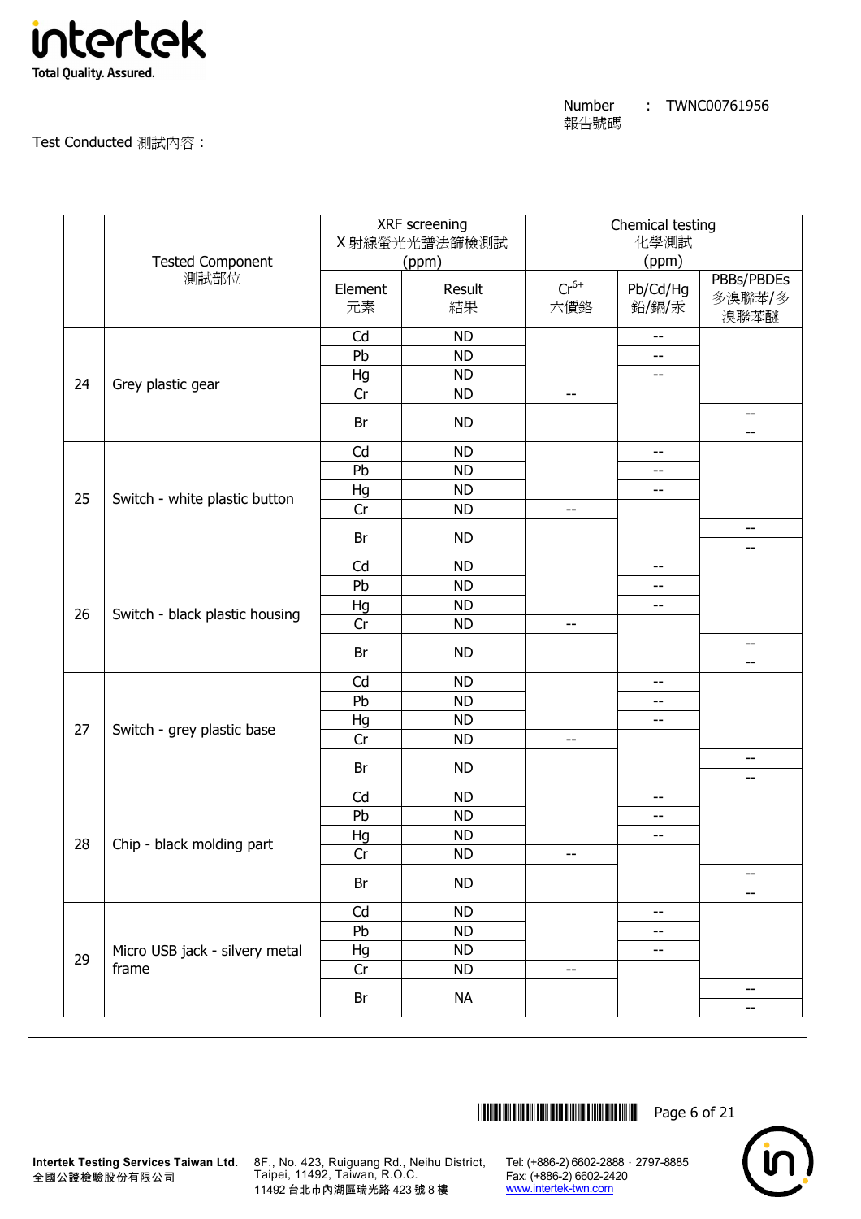Number 報告號碼 : TWNC00761956

Test Conducted 測試內容：

| | Tested Component 測試部位 | XRF screening X 射線螢光光譜法篩檢測試 (ppm) | | Chemical testing 化學測試 (ppm) | | |
|---|---|---|---|---|---|---|
| | | Element 元素 | Result 結果 | $Cr^{6+}$ 六價鉻 | Pb/Cd/Hg 鉛/鎘/汞 | PBBs/PBDEs 多溴聯苯/多溴聯苯醚 |
| 24 | Grey plastic gear | Cd | ND | | -- | |
| | | Pb | ND | | -- | |
| | | Hg | ND | | -- | |
| | | Cr | ND | -- | | |
| | | Br | ND | | | -- |
| | | | | | | -- |
| 25 | Switch - white plastic button | Cd | ND | | -- | |
| | | Pb | ND | | -- | |
| | | Hg | ND | | -- | |
| | | Cr | ND | -- | | |
| | | Br | ND | | | -- |
| | | | | | | -- |
| 26 | Switch - black plastic housing | Cd | ND | | -- | |
| | | Pb | ND | | -- | |
| | | Hg | ND | | -- | |
| | | Cr | ND | -- | | |
| | | Br | ND | | | -- |
| | | | | | | -- |
| 27 | Switch - grey plastic base | Cd | ND | | -- | |
| | | Pb | ND | | -- | |
| | | Hg | ND | | -- | |
| | | Cr | ND | -- | | |
| | | Br | ND | | | -- |
| | | | | | | -- |
| 28 | Chip - black molding part | Cd | ND | | -- | |
| | | Pb | ND | | -- | |
| | | Hg | ND | | -- | |
| | | Cr | ND | -- | | |
| | | Br | ND | | | -- |
| | | | | | | -- |
| 29 | Micro USB jack - silvery metal frame | Cd | ND | | -- | |
| | | Pb | ND | | -- | |
| | | Hg | ND | | -- | |
| | | Cr | ND | -- | | |
| | | Br | NA | | | -- |
| | | | | | | -- |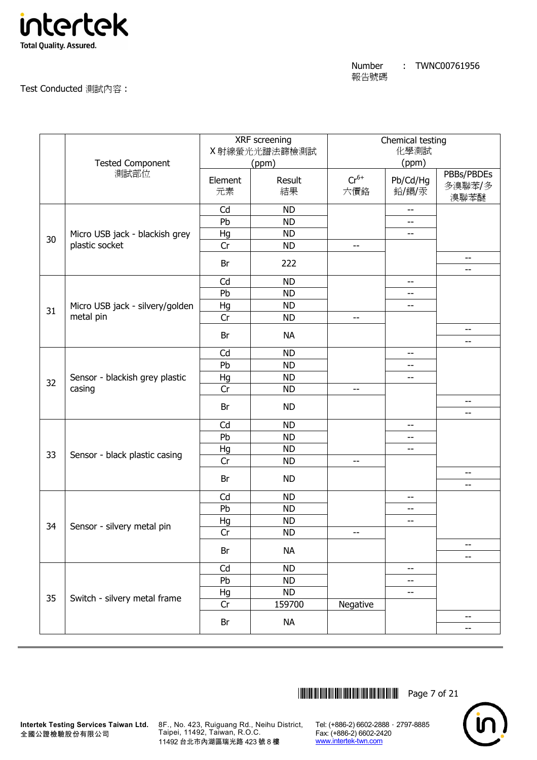Number 報告號碼 : TWNC00761956

Test Conducted 測試內容：

| | Tested Component 測試部位 | XRF screening X 射線螢光光譜法篩檢測試 (ppm) | | Chemical testing 化學測試 (ppm) | | |
|---|---|---|---|---|---|---|
| | | Element 元素 | Result 結果 | $Cr^{6+}$ 六價鉻 | Pb/Cd/Hg 鉛/鎘/汞 | PBBs/PBDEs 多溴聯苯/多溴聯苯醚 |
| 30 | Micro USB jack - blackish grey plastic socket | Cd | ND | | -- | |
| | | Pb | ND | | -- | |
| | | Hg | ND | | -- | |
| | | Cr | ND | -- | | |
| | | Br | 222 | | | -- / -- |
| 31 | Micro USB jack - silvery/golden metal pin | Cd | ND | | -- | |
| | | Pb | ND | | -- | |
| | | Hg | ND | | -- | |
| | | Cr | ND | -- | | |
| | | Br | NA | | | -- / -- |
| 32 | Sensor - blackish grey plastic casing | Cd | ND | | -- | |
| | | Pb | ND | | -- | |
| | | Hg | ND | | -- | |
| | | Cr | ND | -- | | |
| | | Br | ND | | | -- / -- |
| 33 | Sensor - black plastic casing | Cd | ND | | -- | |
| | | Pb | ND | | -- | |
| | | Hg | ND | | -- | |
| | | Cr | ND | -- | | |
| | | Br | ND | | | -- / -- |
| 34 | Sensor - silvery metal pin | Cd | ND | | -- | |
| | | Pb | ND | | -- | |
| | | Hg | ND | | -- | |
| | | Cr | ND | -- | | |
| | | Br | NA | | | -- / -- |
| 35 | Switch - silvery metal frame | Cd | ND | | -- | |
| | | Pb | ND | | -- | |
| | | Hg | ND | | -- | |
| | | Cr | 159700 | Negative | | |
| | | Br | NA | | | -- / -- |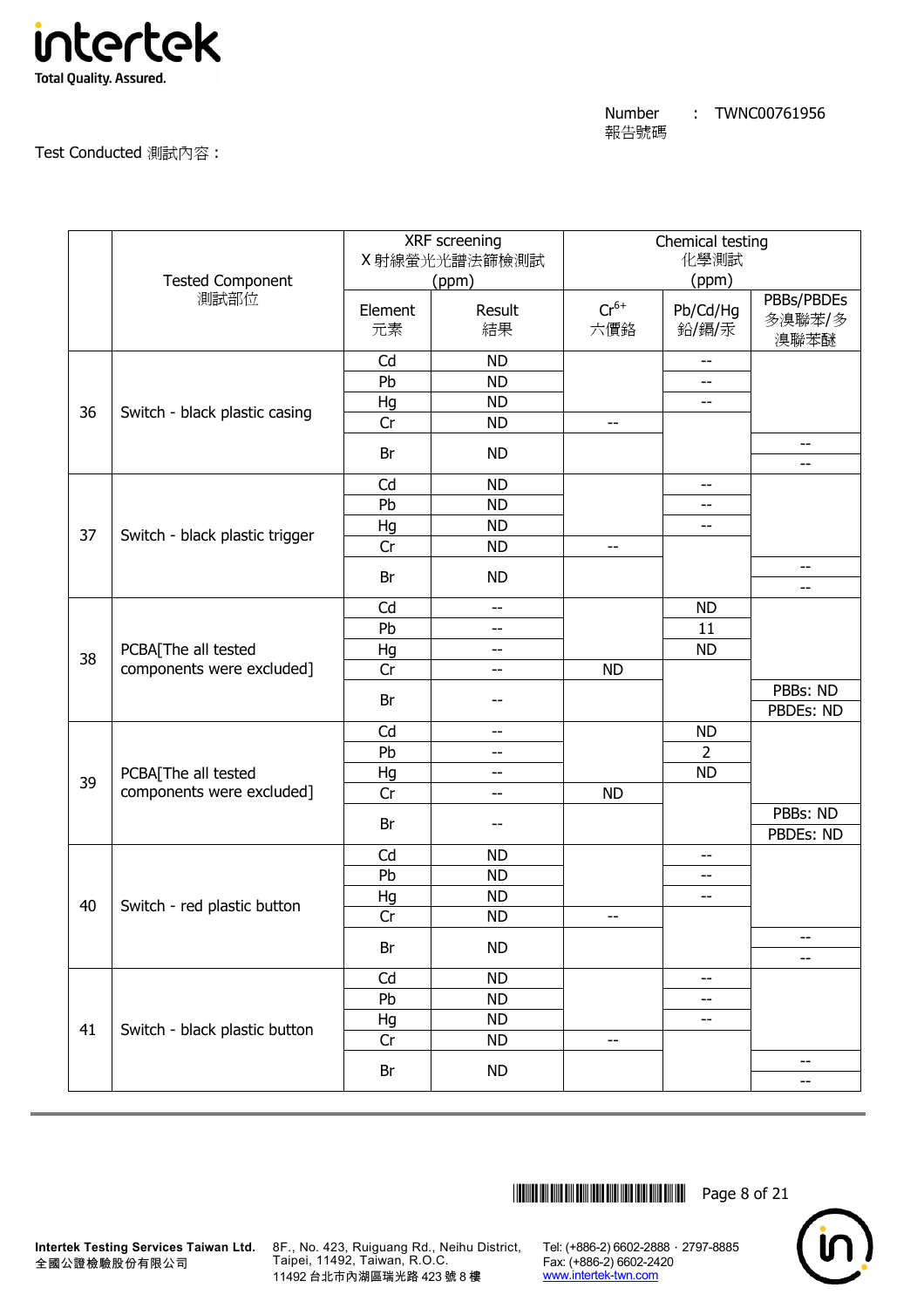Number 報告號碼 : TWNC00761956

Test Conducted 測試內容：

| | Tested Component 測試部位 | XRF screening X 射線螢光光譜法篩檢測試 (ppm) | | Chemical testing 化學測試 (ppm) | | |
|---|---|---|---|---|---|---|
| | | Element 元素 | Result 結果 | $Cr^{6+}$ 六價鉻 | Pb/Cd/Hg 鉛/鎘/汞 | PBBs/PBDEs 多溴聯苯/多溴聯苯醚 |
| 36 | Switch - black plastic casing | Cd | ND | | -- | |
| | | Pb | ND | | -- | |
| | | Hg | ND | | -- | |
| | | Cr | ND | -- | | |
| | | Br | ND | | | -- / -- |
| 37 | Switch - black plastic trigger | Cd | ND | | -- | |
| | | Pb | ND | | -- | |
| | | Hg | ND | | -- | |
| | | Cr | ND | -- | | |
| | | Br | ND | | | -- / -- |
| 38 | PCBA[The all tested components were excluded] | Cd | -- | | ND | |
| | | Pb | -- | | 11 | |
| | | Hg | -- | | ND | |
| | | Cr | -- | ND | | |
| | | Br | -- | | | PBBs: ND / PBDEs: ND |
| 39 | PCBA[The all tested components were excluded] | Cd | -- | | ND | |
| | | Pb | -- | | 2 | |
| | | Hg | -- | | ND | |
| | | Cr | -- | ND | | |
| | | Br | -- | | | PBBs: ND / PBDEs: ND |
| 40 | Switch - red plastic button | Cd | ND | | -- | |
| | | Pb | ND | | -- | |
| | | Hg | ND | | -- | |
| | | Cr | ND | -- | | |
| | | Br | ND | | | -- / -- |
| 41 | Switch - black plastic button | Cd | ND | | -- | |
| | | Pb | ND | | -- | |
| | | Hg | ND | | -- | |
| | | Cr | ND | -- | | |
| | | Br | ND | | | -- / -- |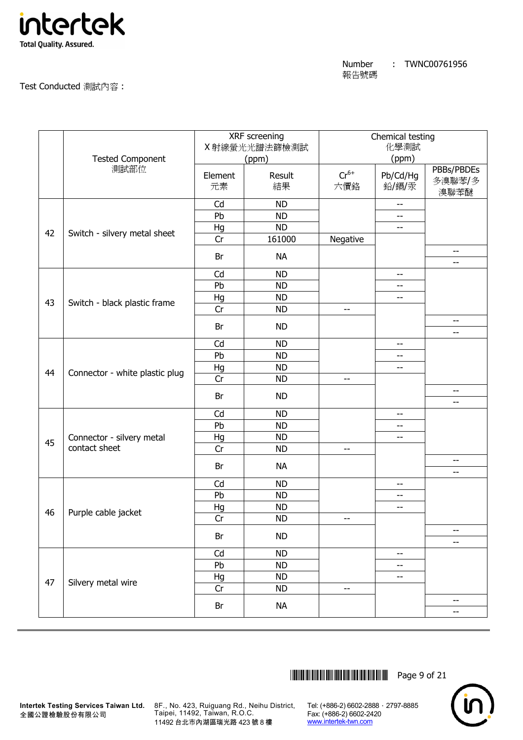Number 報告號碼 : TWNC00761956

Test Conducted 測試內容 :

| | Tested Component 測試部位 | XRF screening X 射線螢光光譜法篩檢測試 (ppm) | | Chemical testing 化學測試 (ppm) | | |
|---|---|---|---|---|---|---|
| | | Element 元素 | Result 結果 | $Cr^{6+}$ 六價鉻 | Pb/Cd/Hg 鉛/鎘/汞 | PBBs/PBDEs 多溴聯苯/多溴聯苯醚 |
| 42 | Switch - silvery metal sheet | Cd | ND | | -- | |
| | | Pb | ND | | -- | |
| | | Hg | ND | | -- | |
| | | Cr | 161000 | Negative | | |
| | | Br | NA | | | -- |
| | | | | | | -- |
| 43 | Switch - black plastic frame | Cd | ND | | -- | |
| | | Pb | ND | | -- | |
| | | Hg | ND | | -- | |
| | | Cr | ND | -- | | |
| | | Br | ND | | | -- |
| | | | | | | -- |
| 44 | Connector - white plastic plug | Cd | ND | | -- | |
| | | Pb | ND | | -- | |
| | | Hg | ND | | -- | |
| | | Cr | ND | -- | | |
| | | Br | ND | | | -- |
| | | | | | | -- |
| 45 | Connector - silvery metal contact sheet | Cd | ND | | -- | |
| | | Pb | ND | | -- | |
| | | Hg | ND | | -- | |
| | | Cr | ND | -- | | |
| | | Br | NA | | | -- |
| | | | | | | -- |
| 46 | Purple cable jacket | Cd | ND | | -- | |
| | | Pb | ND | | -- | |
| | | Hg | ND | | -- | |
| | | Cr | ND | -- | | |
| | | Br | ND | | | -- |
| | | | | | | -- |
| 47 | Silvery metal wire | Cd | ND | | -- | |
| | | Pb | ND | | -- | |
| | | Hg | ND | | -- | |
| | | Cr | ND | -- | | |
| | | Br | NA | | | -- |
| | | | | | | -- |

**Intertek Testing Services Taiwan Ltd.**
全國公證檢驗股份有限公司

8F., No. 423, Ruiguang Rd., Neihu District, Taipei, 11492, Taiwan, R.O.C.
11492 台北市內湖區瑞光路 423 號 8 樓

Tel: (+886-2) 6602-2888 · 2797-8885
Fax: (+886-2) 6602-2420
www.intertek-twn.com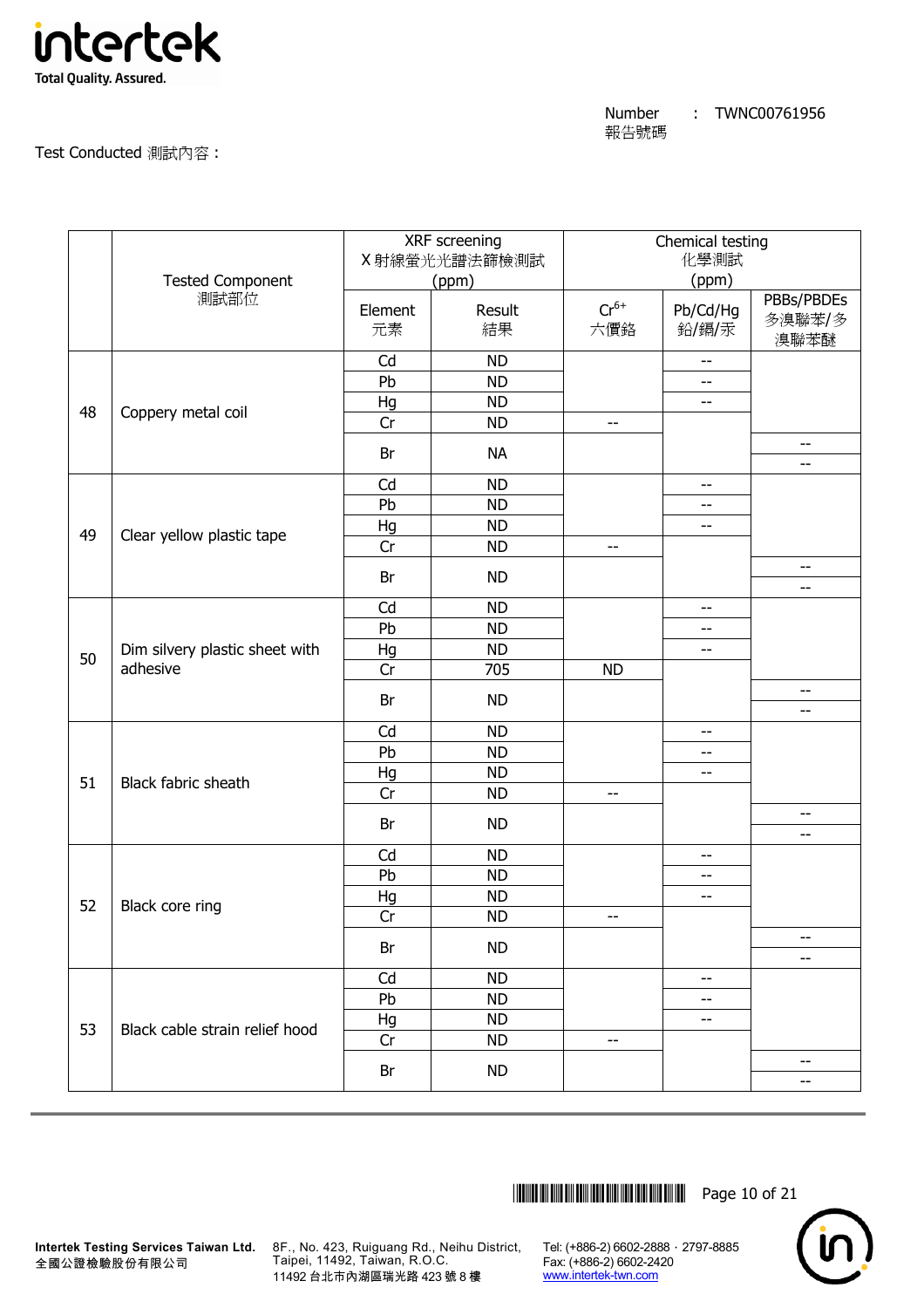Number 報告號碼 : TWNC00761956

Test Conducted 測試內容：

| | Tested Component 測試部位 | XRF screening X 射線螢光光譜法篩檢測試 (ppm) | | Chemical testing 化學測試 (ppm) | | |
|---|---|---|---|---|---|---|
| | | Element 元素 | Result 結果 | $Cr^{6+}$ 六價鉻 | Pb/Cd/Hg 鉛/鎘/汞 | PBBs/PBDEs 多溴聯苯/多溴聯苯醚 |
| 48 | Coppery metal coil | Cd | ND | | -- | |
| | | Pb | ND | | -- | |
| | | Hg | ND | | -- | |
| | | Cr | ND | -- | | |
| | | Br | NA | | | -- / -- |
| 49 | Clear yellow plastic tape | Cd | ND | | -- | |
| | | Pb | ND | | -- | |
| | | Hg | ND | | -- | |
| | | Cr | ND | -- | | |
| | | Br | ND | | | -- / -- |
| 50 | Dim silvery plastic sheet with adhesive | Cd | ND | | -- | |
| | | Pb | ND | | -- | |
| | | Hg | ND | | -- | |
| | | Cr | 705 | ND | | |
| | | Br | ND | | | -- / -- |
| 51 | Black fabric sheath | Cd | ND | | -- | |
| | | Pb | ND | | -- | |
| | | Hg | ND | | -- | |
| | | Cr | ND | -- | | |
| | | Br | ND | | | -- / -- |
| 52 | Black core ring | Cd | ND | | -- | |
| | | Pb | ND | | -- | |
| | | Hg | ND | | -- | |
| | | Cr | ND | -- | | |
| | | Br | ND | | | -- / -- |
| 53 | Black cable strain relief hood | Cd | ND | | -- | |
| | | Pb | ND | | -- | |
| | | Hg | ND | | -- | |
| | | Cr | ND | -- | | |
| | | Br | ND | | | -- / -- |

Intertek Testing Services Taiwan Ltd.
全國公證檢驗股份有限公司

8F., No. 423, Ruiguang Rd., Neihu District, Taipei, 11492, Taiwan, R.O.C.
11492 台北市內湖區瑞光路 423 號 8 樓

Tel: (+886-2) 6602-2888 · 2797-8885
Fax: (+886-2) 6602-2420
www.intertek-twn.com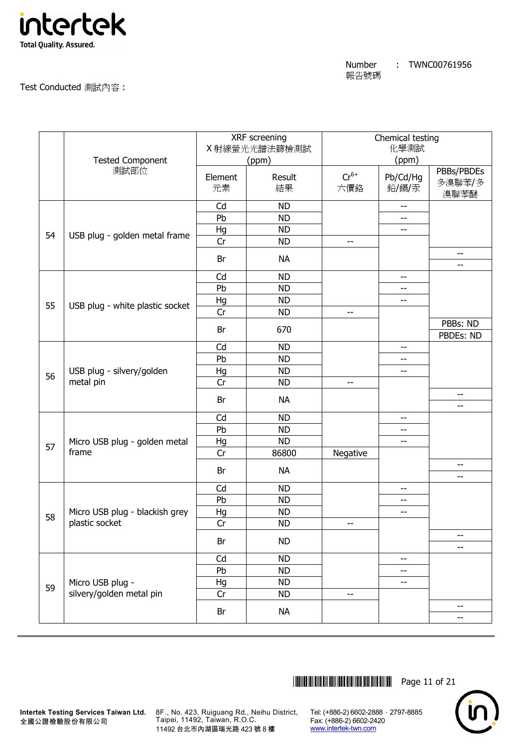Number 報告號碼 : TWNC00761956

Test Conducted 測試內容：

| | Tested Component 測試部位 | XRF screening X 射線螢光光譜法篩檢測試 (ppm) | | Chemical testing 化學測試 (ppm) | | |
|---|---|---|---|---|---|---|
| | | Element 元素 | Result 結果 | $Cr^{6+}$ 六價鉻 | Pb/Cd/Hg 鉛/鎘/汞 | PBBs/PBDEs 多溴聯苯/多溴聯苯醚 |
| 54 | USB plug - golden metal frame | Cd | ND | | -- | |
| | | Pb | ND | | -- | |
| | | Hg | ND | | -- | |
| | | Cr | ND | -- | | |
| | | Br | NA | | | -- |
| | | | | | | -- |
| 55 | USB plug - white plastic socket | Cd | ND | | -- | |
| | | Pb | ND | | -- | |
| | | Hg | ND | | -- | |
| | | Cr | ND | -- | | |
| | | Br | 670 | | | PBBs: ND |
| | | | | | | PBDEs: ND |
| 56 | USB plug - silvery/golden metal pin | Cd | ND | | -- | |
| | | Pb | ND | | -- | |
| | | Hg | ND | | -- | |
| | | Cr | ND | -- | | |
| | | Br | NA | | | -- |
| | | | | | | -- |
| 57 | Micro USB plug - golden metal frame | Cd | ND | | -- | |
| | | Pb | ND | | -- | |
| | | Hg | ND | | -- | |
| | | Cr | 86800 | Negative | | |
| | | Br | NA | | | -- |
| | | | | | | -- |
| 58 | Micro USB plug - blackish grey plastic socket | Cd | ND | | -- | |
| | | Pb | ND | | -- | |
| | | Hg | ND | | -- | |
| | | Cr | ND | -- | | |
| | | Br | ND | | | -- |
| | | | | | | -- |
| 59 | Micro USB plug - silvery/golden metal pin | Cd | ND | | -- | |
| | | Pb | ND | | -- | |
| | | Hg | ND | | -- | |
| | | Cr | ND | -- | | |
| | | Br | NA | | | -- |
| | | | | | | -- |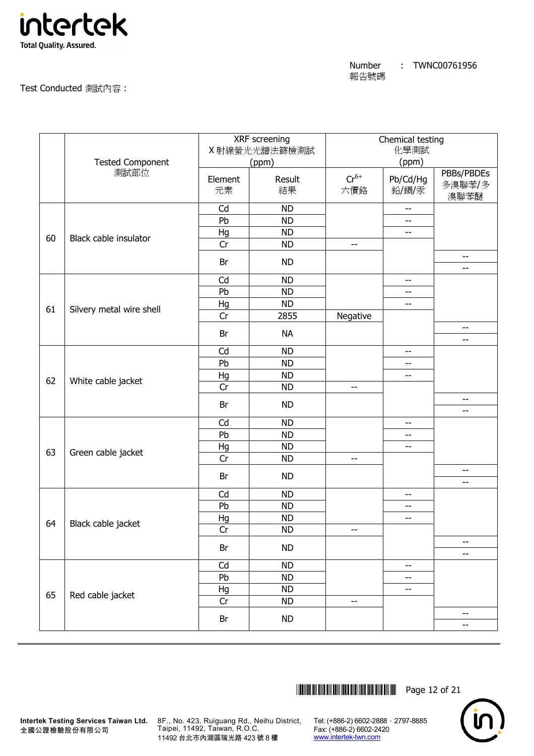Number 報告號碼 : TWNC00761956

Test Conducted 測試內容：

| | Tested Component 測試部位 | XRF screening X 射線螢光光譜法篩檢測試 (ppm) | | Chemical testing 化學測試 (ppm) | | |
|---|---|---|---|---|---|---|
| | | Element 元素 | Result 結果 | $Cr^{6+}$ 六價鉻 | Pb/Cd/Hg 鉛/鎘/汞 | PBBs/PBDEs 多溴聯苯/多溴聯苯醚 |
| 60 | Black cable insulator | Cd | ND | | -- | |
| | | Pb | ND | | -- | |
| | | Hg | ND | | -- | |
| | | Cr | ND | -- | | |
| | | Br | ND | | | -- / -- |
| 61 | Silvery metal wire shell | Cd | ND | | -- | |
| | | Pb | ND | | -- | |
| | | Hg | ND | | -- | |
| | | Cr | 2855 | Negative | | |
| | | Br | NA | | | -- / -- |
| 62 | White cable jacket | Cd | ND | | -- | |
| | | Pb | ND | | -- | |
| | | Hg | ND | | -- | |
| | | Cr | ND | -- | | |
| | | Br | ND | | | -- / -- |
| 63 | Green cable jacket | Cd | ND | | -- | |
| | | Pb | ND | | -- | |
| | | Hg | ND | | -- | |
| | | Cr | ND | -- | | |
| | | Br | ND | | | -- / -- |
| 64 | Black cable jacket | Cd | ND | | -- | |
| | | Pb | ND | | -- | |
| | | Hg | ND | | -- | |
| | | Cr | ND | -- | | |
| | | Br | ND | | | -- / -- |
| 65 | Red cable jacket | Cd | ND | | -- | |
| | | Pb | ND | | -- | |
| | | Hg | ND | | -- | |
| | | Cr | ND | -- | | |
| | | Br | ND | | | -- / -- |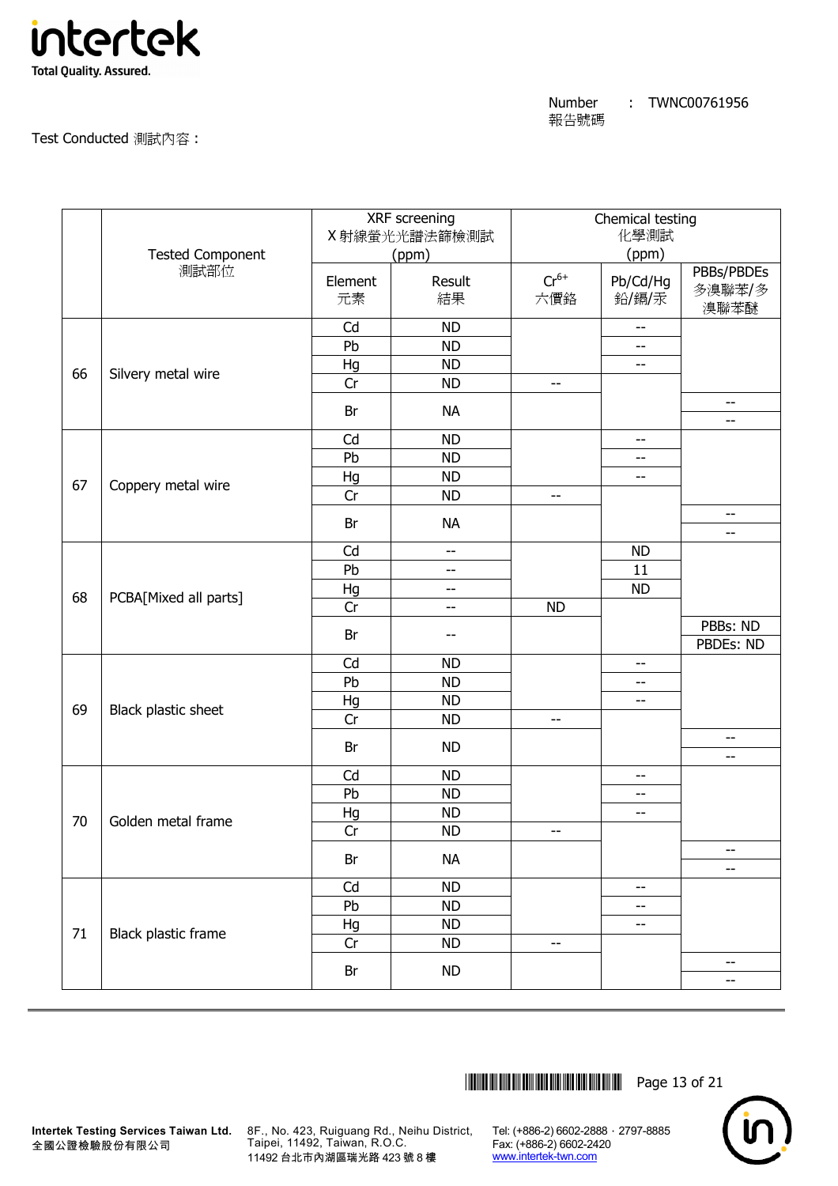Number 報告號碼 : TWNC00761956

Test Conducted 測試內容：

| | Tested Component 測試部位 | XRF screening X 射線螢光光譜法篩檢測試 (ppm) | | Chemical testing 化學測試 (ppm) | | |
|---|---|---|---|---|---|---|
| | | Element 元素 | Result 結果 | $Cr^{6+}$ 六價鉻 | Pb/Cd/Hg 鉛/鎘/汞 | PBBs/PBDEs 多溴聯苯/多溴聯苯醚 |
| 66 | Silvery metal wire | Cd | ND | | -- | |
| | | Pb | ND | | -- | |
| | | Hg | ND | | -- | |
| | | Cr | ND | -- | | |
| | | Br | NA | | | -- |
| | | | | | | -- |
| 67 | Coppery metal wire | Cd | ND | | -- | |
| | | Pb | ND | | -- | |
| | | Hg | ND | | -- | |
| | | Cr | ND | -- | | |
| | | Br | NA | | | -- |
| | | | | | | -- |
| 68 | PCBA[Mixed all parts] | Cd | -- | | ND | |
| | | Pb | -- | | 11 | |
| | | Hg | -- | | ND | |
| | | Cr | -- | ND | | |
| | | Br | -- | | | PBBs: ND |
| | | | | | | PBDEs: ND |
| 69 | Black plastic sheet | Cd | ND | | -- | |
| | | Pb | ND | | -- | |
| | | Hg | ND | | -- | |
| | | Cr | ND | -- | | |
| | | Br | ND | | | -- |
| | | | | | | -- |
| 70 | Golden metal frame | Cd | ND | | -- | |
| | | Pb | ND | | -- | |
| | | Hg | ND | | -- | |
| | | Cr | ND | -- | | |
| | | Br | NA | | | -- |
| | | | | | | -- |
| 71 | Black plastic frame | Cd | ND | | -- | |
| | | Pb | ND | | -- | |
| | | Hg | ND | | -- | |
| | | Cr | ND | -- | | |
| | | Br | ND | | | -- |
| | | | | | | -- |

**Intertek Testing Services Taiwan Ltd.**
全國公證檢驗股份有限公司

8F., No. 423, Ruiguang Rd., Neihu District, Taipei, 11492, Taiwan, R.O.C.
11492 台北市內湖區瑞光路 423 號 8 樓

Tel: (+886-2) 6602-2888．2797-8885
Fax: (+886-2) 6602-2420
www.intertek-twn.com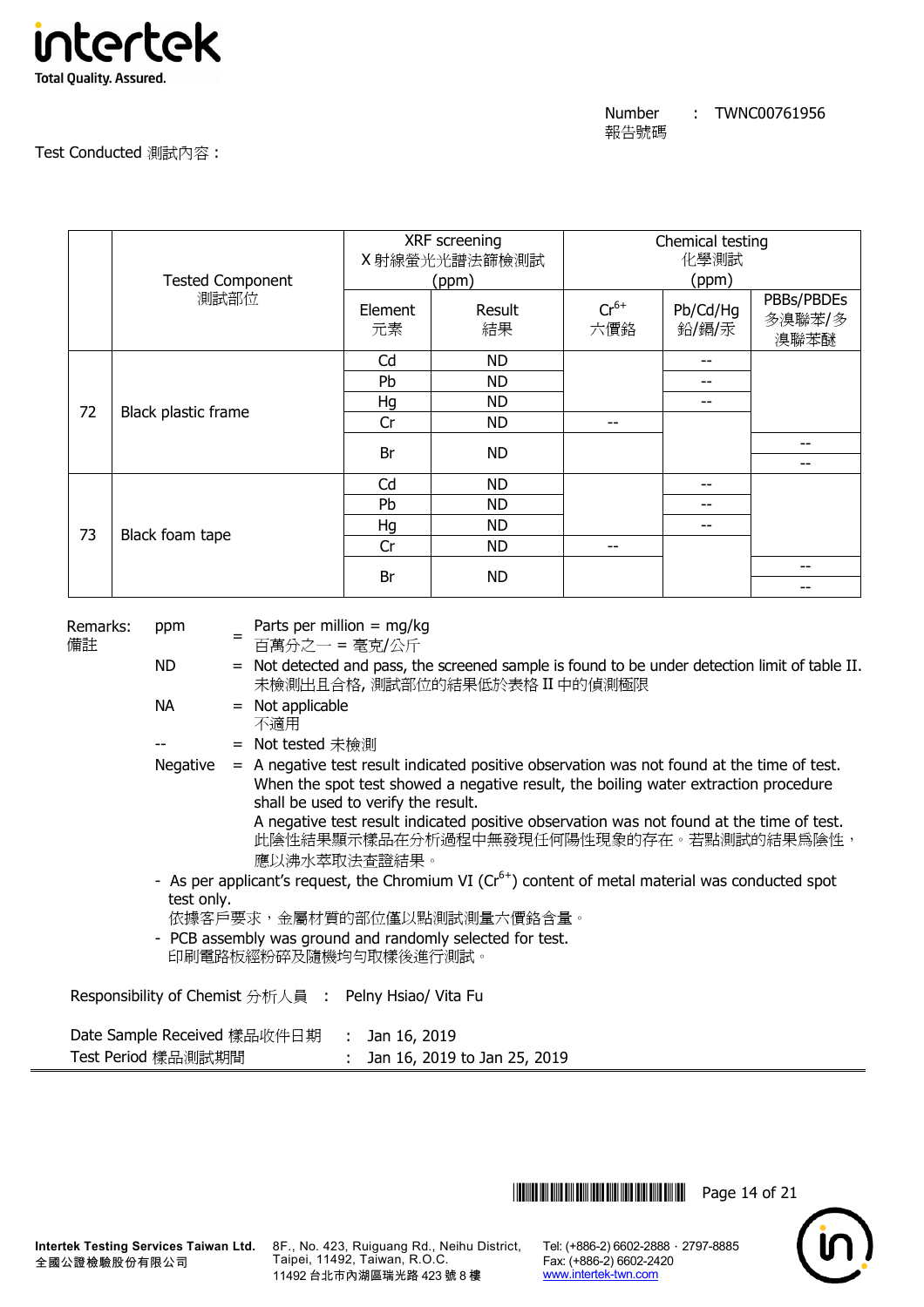Number 報告號碼 : TWNC00761956

Test Conducted 測試內容 :

| | Tested Component 測試部位 | XRF screening X 射線螢光光譜法篩檢測試 (ppm) | | Chemical testing 化學測試 (ppm) | | |
|---|---|---|---|---|---|---|
| | | Element 元素 | Result 結果 | $Cr^{6+}$ 六價鉻 | Pb/Cd/Hg 鉛/鎘/汞 | PBBs/PBDEs 多溴聯苯/多溴聯苯醚 |
| 72 | Black plastic frame | Cd | ND | | -- | |
| | | Pb | ND | | -- | |
| | | Hg | ND | | -- | |
| | | Cr | ND | -- | | |
| | | Br | ND | | | -- |
| | | | | | | -- |
| 73 | Black foam tape | Cd | ND | | -- | |
| | | Pb | ND | | -- | |
| | | Hg | ND | | -- | |
| | | Cr | ND | -- | | |
| | | Br | ND | | | -- |
| | | | | | | -- |

Remarks: 備註

- ppm = Parts per million = mg/kg 百萬分之一 = 毫克/公斤
- ND = Not detected and pass, the screened sample is found to be under detection limit of table II. 未檢測出且合格, 測試部位的結果低於表格 II 中的偵測極限
- NA = Not applicable 不適用
- -- = Not tested 未檢測
- Negative = A negative test result indicated positive observation was not found at the time of test. When the spot test showed a negative result, the boiling water extraction procedure shall be used to verify the result. A negative test result indicated positive observation was not found at the time of test. 此陰性結果顯示樣品在分析過程中無發現任何陽性現象的存在。若點測試的結果爲陰性，應以沸水萃取法查證結果。

- As per applicant's request, the Chromium VI ($Cr^{6+}$) content of metal material was conducted spot test only. 依據客戶要求，金屬材質的部位僅以點測試測量六價鉻含量。
- PCB assembly was ground and randomly selected for test. 印刷電路板經粉碎及隨機均勻取樣後進行測試。

Responsibility of Chemist 分析人員 : Pelny Hsiao/ Vita Fu

Date Sample Received 樣品收件日期 : Jan 16, 2019

Test Period 樣品測試期間 : Jan 16, 2019 to Jan 25, 2019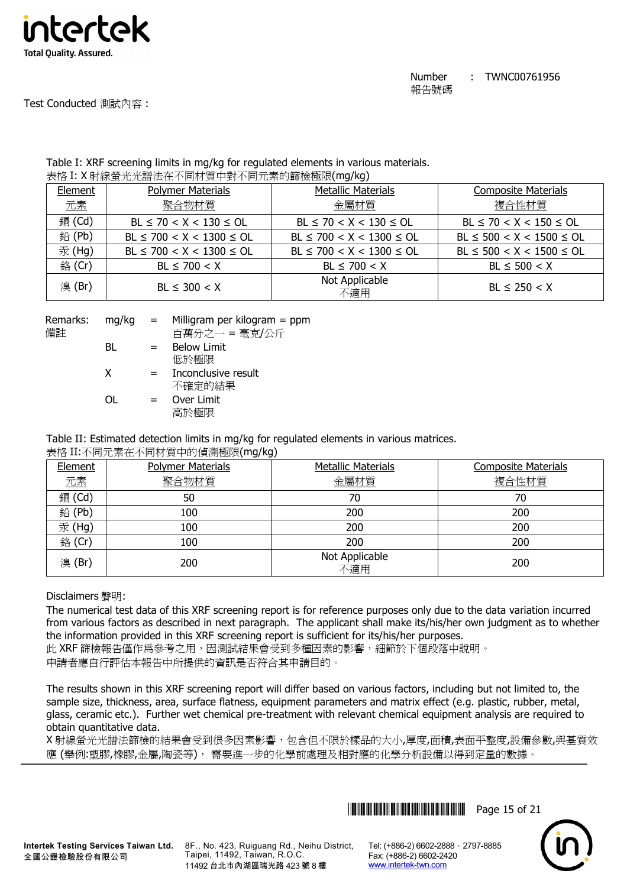Number 報告號碼 : TWNC00761956

Test Conducted 測試內容 :

Table I: XRF screening limits in mg/kg for regulated elements in various materials.
表格 I: X 射線螢光光譜法在不同材質中對不同元素的篩檢極限(mg/kg)

| Element 元素 | Polymer Materials 聚合物材質 | Metallic Materials 金屬材質 | Composite Materials 複合性材質 |
|---|---|---|---|
| 鎘 (Cd) | BL ≤ 70 < X < 130 ≤ OL | BL ≤ 70 < X < 130 ≤ OL | BL ≤ 70 < X < 150 ≤ OL |
| 鉛 (Pb) | BL ≤ 700 < X < 1300 ≤ OL | BL ≤ 700 < X < 1300 ≤ OL | BL ≤ 500 < X < 1500 ≤ OL |
| 汞 (Hg) | BL ≤ 700 < X < 1300 ≤ OL | BL ≤ 700 < X < 1300 ≤ OL | BL ≤ 500 < X < 1500 ≤ OL |
| 鉻 (Cr) | BL ≤ 700 < X | BL ≤ 700 < X | BL ≤ 500 < X |
| 溴 (Br) | BL ≤ 300 < X | Not Applicable 不適用 | BL ≤ 250 < X |

Remarks: 備註

- mg/kg = Milligram per kilogram = ppm 百萬分之一 = 毫克/公斤
- BL = Below Limit 低於極限
- X = Inconclusive result 不確定的結果
- OL = Over Limit 高於極限

Table II: Estimated detection limits in mg/kg for regulated elements in various matrices.
表格 II:不同元素在不同材質中的偵測極限(mg/kg)

| Element 元素 | Polymer Materials 聚合物材質 | Metallic Materials 金屬材質 | Composite Materials 複合性材質 |
|---|---|---|---|
| 鎘 (Cd) | 50 | 70 | 70 |
| 鉛 (Pb) | 100 | 200 | 200 |
| 汞 (Hg) | 100 | 200 | 200 |
| 鉻 (Cr) | 100 | 200 | 200 |
| 溴 (Br) | 200 | Not Applicable 不適用 | 200 |

Disclaimers 聲明:

The numerical test data of this XRF screening report is for reference purposes only due to the data variation incurred from various factors as described in next paragraph. The applicant shall make its/his/her own judgment as to whether the information provided in this XRF screening report is sufficient for its/his/her purposes.
此 XRF 篩檢報告僅作爲參考之用，因測試結果會受到多種因素的影響，細節於下個段落中說明。
申請者應自行評估本報告中所提供的資訊是否符合其申請目的。

The results shown in this XRF screening report will differ based on various factors, including but not limited to, the sample size, thickness, area, surface flatness, equipment parameters and matrix effect (e.g. plastic, rubber, metal, glass, ceramic etc.). Further wet chemical pre-treatment with relevant chemical equipment analysis are required to obtain quantitative data.
X 射線螢光光譜法篩檢的結果會受到很多因素影響，包含但不限於樣品的大小,厚度,面積,表面平整度,設備參數,與基質效應 (舉例:塑膠,橡膠,金屬,陶瓷等)， 需要進一步的化學前處理及相對應的化學分析設備以得到定量的數據。

Intertek Testing Services Taiwan Ltd. 全國公證檢驗股份有限公司
8F., No. 423, Ruiguang Rd., Neihu District, Taipei, 11492, Taiwan, R.O.C. 11492 台北市內湖區瑞光路 423 號 8 樓
Tel: (+886-2) 6602-2888 · 2797-8885 Fax: (+886-2) 6602-2420 www.intertek-twn.com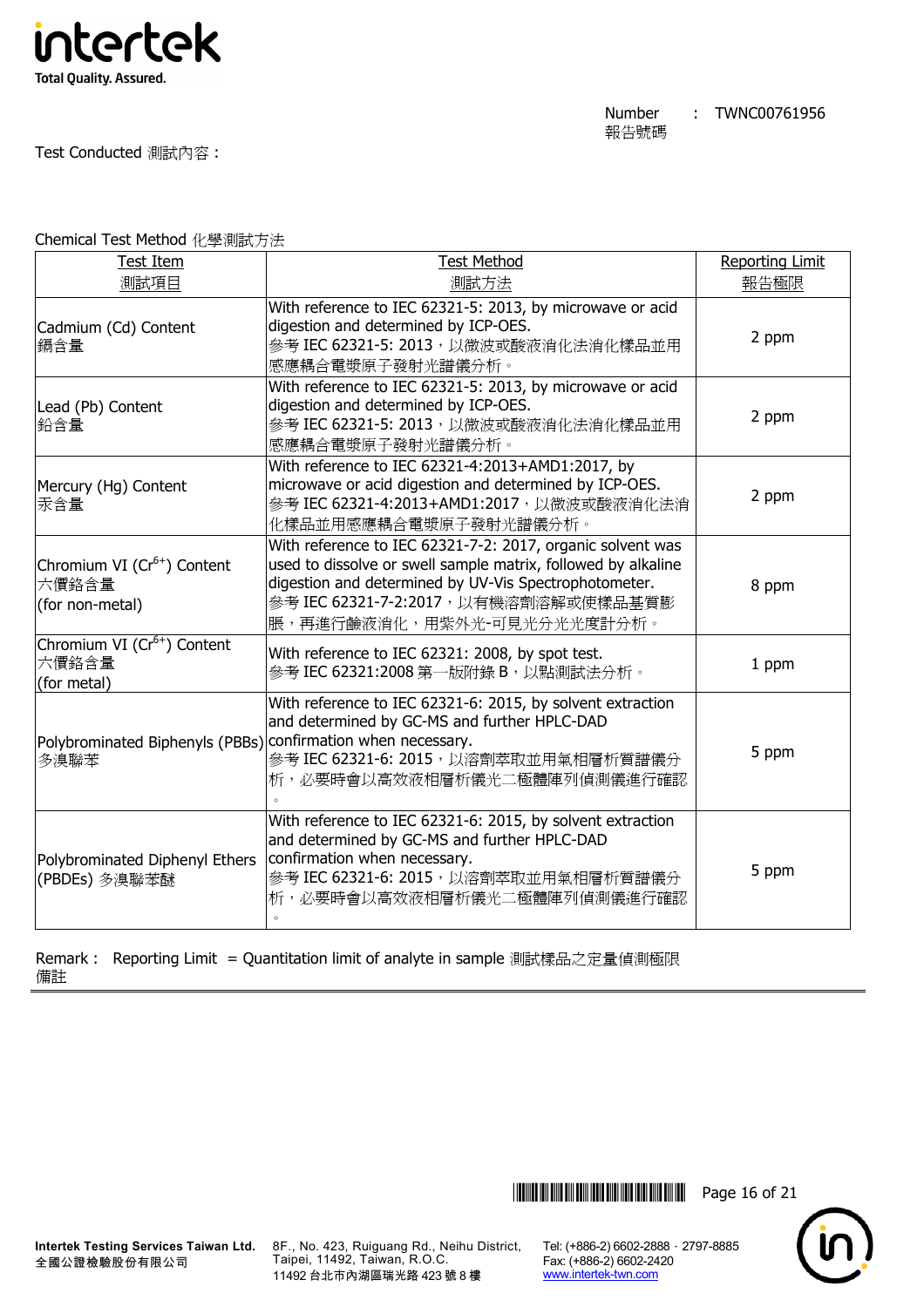Number 報告號碼 : TWNC00761956

Test Conducted 測試內容 :

Chemical Test Method 化學測試方法

| Test Item<br>測試項目 | Test Method<br>測試方法 | Reporting Limit<br>報告極限 |
|---|---|---|
| Cadmium (Cd) Content<br>鎘含量 | With reference to IEC 62321-5: 2013, by microwave or acid digestion and determined by ICP-OES.<br>參考 IEC 62321-5: 2013，以微波或酸液消化法消化樣品並用感應耦合電漿原子發射光譜儀分析。 | 2 ppm |
| Lead (Pb) Content<br>鉛含量 | With reference to IEC 62321-5: 2013, by microwave or acid digestion and determined by ICP-OES.<br>參考 IEC 62321-5: 2013，以微波或酸液消化法消化樣品並用感應耦合電漿原子發射光譜儀分析。 | 2 ppm |
| Mercury (Hg) Content<br>汞含量 | With reference to IEC 62321-4:2013+AMD1:2017, by microwave or acid digestion and determined by ICP-OES.<br>參考 IEC 62321-4:2013+AMD1:2017，以微波或酸液消化法消化樣品並用感應耦合電漿原子發射光譜儀分析。 | 2 ppm |
| Chromium VI ($Cr^{6+}$) Content<br>六價鉻含量<br>(for non-metal) | With reference to IEC 62321-7-2: 2017, organic solvent was used to dissolve or swell sample matrix, followed by alkaline digestion and determined by UV-Vis Spectrophotometer.<br>參考 IEC 62321-7-2:2017，以有機溶劑溶解或使樣品基質膨脹，再進行鹼液消化，用紫外光-可見光分光光度計分析。 | 8 ppm |
| Chromium VI ($Cr^{6+}$) Content<br>六價鉻含量<br>(for metal) | With reference to IEC 62321: 2008, by spot test.<br>參考 IEC 62321:2008 第一版附錄 B，以點測試法分析。 | 1 ppm |
| Polybrominated Biphenyls (PBBs)<br>多溴聯苯 | With reference to IEC 62321-6: 2015, by solvent extraction and determined by GC-MS and further HPLC-DAD confirmation when necessary.<br>參考 IEC 62321-6: 2015，以溶劑萃取並用氣相層析質譜儀分析，必要時會以高效液相層析儀光二極體陣列偵測儀進行確認。 | 5 ppm |
| Polybrominated Diphenyl Ethers (PBDEs) 多溴聯苯醚 | With reference to IEC 62321-6: 2015, by solvent extraction and determined by GC-MS and further HPLC-DAD confirmation when necessary.<br>參考 IEC 62321-6: 2015，以溶劑萃取並用氣相層析質譜儀分析，必要時會以高效液相層析儀光二極體陣列偵測儀進行確認。 | 5 ppm |

Remark : Reporting Limit = Quantitation limit of analyte in sample 測試樣品之定量偵測極限
備註

Intertek Testing Services Taiwan Ltd.
全國公證檢驗股份有限公司

8F., No. 423, Ruiguang Rd., Neihu District, Taipei, 11492, Taiwan, R.O.C.
11492 台北市內湖區瑞光路 423 號 8 樓

Tel: (+886-2) 6602-2888 · 2797-8885
Fax: (+886-2) 6602-2420
www.intertek-twn.com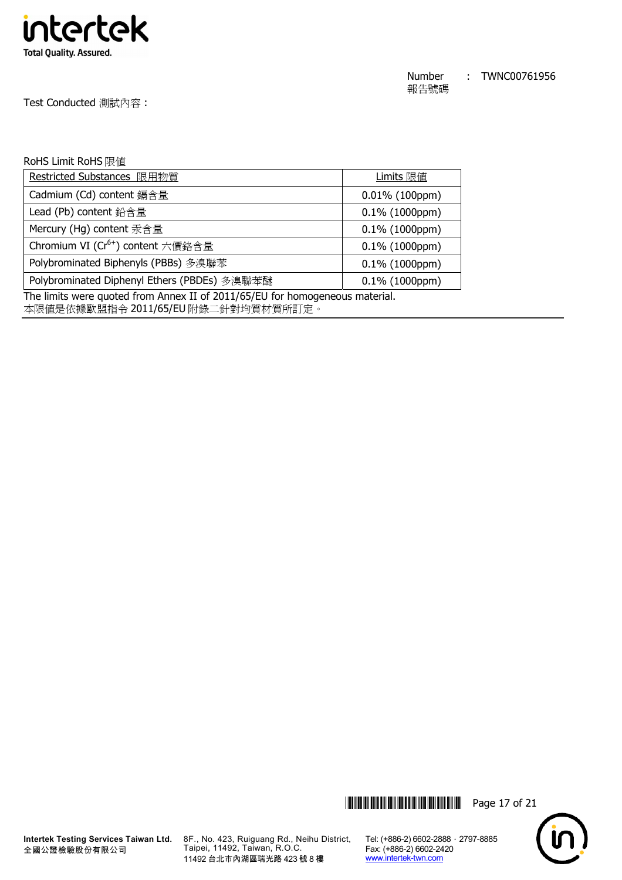Number 報告號碼 : TWNC00761956

Test Conducted 測試內容：

RoHS Limit RoHS 限值

| Restricted Substances 限用物質 | Limits 限值 |
|---|---|
| Cadmium (Cd) content 鎘含量 | 0.01% (100ppm) |
| Lead (Pb) content 鉛含量 | 0.1% (1000ppm) |
| Mercury (Hg) content 汞含量 | 0.1% (1000ppm) |
| Chromium VI ($Cr^{6+}$) content 六價鉻含量 | 0.1% (1000ppm) |
| Polybrominated Biphenyls (PBBs) 多溴聯苯 | 0.1% (1000ppm) |
| Polybrominated Diphenyl Ethers (PBDEs) 多溴聯苯醚 | 0.1% (1000ppm) |

The limits were quoted from Annex II of 2011/65/EU for homogeneous material.
本限值是依據歐盟指令 2011/65/EU 附錄二針對均質材質所訂定。

**Intertek Testing Services Taiwan Ltd.**
**全國公證檢驗股份有限公司**
8F., No. 423, Ruiguang Rd., Neihu District, Taipei, 11492, Taiwan, R.O.C.
11492 台北市內湖區瑞光路 423 號 8 樓
Tel: (+886-2) 6602-2888 · 2797-8885
Fax: (+886-2) 6602-2420
www.intertek-twn.com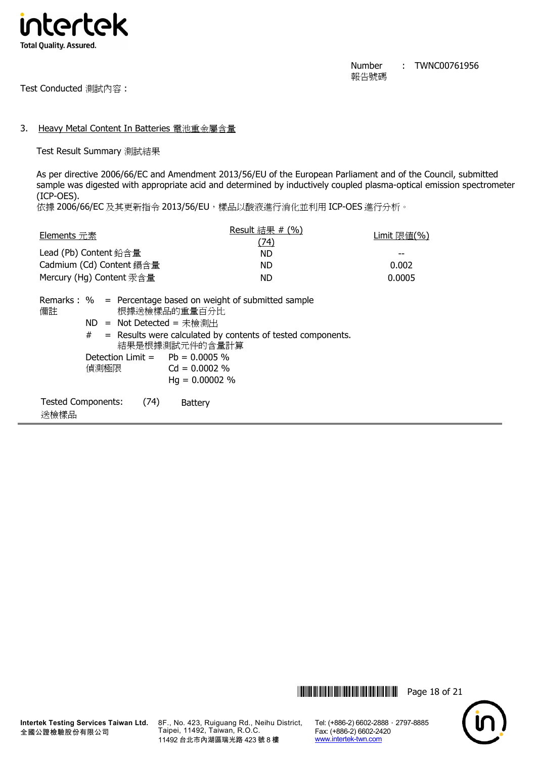Number 報告號碼 : TWNC00761956

Test Conducted 測試內容：

## 3. Heavy Metal Content In Batteries 電池重金屬含量

Test Result Summary 測試結果

As per directive 2006/66/EC and Amendment 2013/56/EU of the European Parliament and of the Council, submitted sample was digested with appropriate acid and determined by inductively coupled plasma-optical emission spectrometer (ICP-OES).
依據 2006/66/EC 及其更新指令 2013/56/EU，樣品以酸液進行消化並利用 ICP-OES 進行分析。

| Elements 元素 | Result 結果 # (%) (74) | Limit 限值(%) |
|---|---|---|
| Lead (Pb) Content 鉛含量 | ND | -- |
| Cadmium (Cd) Content 鎘含量 | ND | 0.002 |
| Mercury (Hg) Content 汞含量 | ND | 0.0005 |

Remarks : 備註

- % = Percentage based on weight of submitted sample 根據送檢樣品的重量百分比
- ND = Not Detected = 未檢測出
- # = Results were calculated by contents of tested components. 結果是根據測試元件的含量計算
- Detection Limit = 偵測極限
  - Pb = 0.0005 %
  - Cd = 0.0002 %
  - Hg = 0.00002 %

Tested Components: 送檢樣品 (74) Battery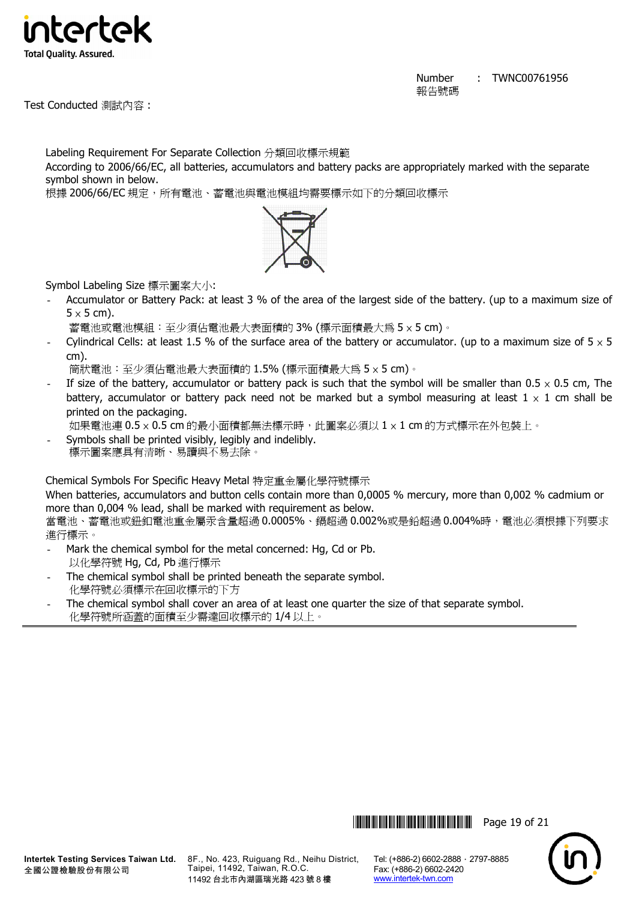Test Conducted 測試內容：

Labeling Requirement For Separate Collection 分類回收標示規範

According to 2006/66/EC, all batteries, accumulators and battery packs are appropriately marked with the separate symbol shown in below.

根據 2006/66/EC 規定，所有電池、蓄電池與電池模組均需要標示如下的分類回收標示

Symbol Labeling Size 標示圖案大小:

- Accumulator or Battery Pack: at least 3 % of the area of the largest side of the battery. (up to a maximum size of 5 × 5 cm).
  蓄電池或電池模組：至少須佔電池最大表面積的 3% (標示面積最大為 5 × 5 cm)。
- Cylindrical Cells: at least 1.5 % of the surface area of the battery or accumulator. (up to a maximum size of 5 × 5 cm).
  筒狀電池：至少須佔電池最大表面積的 1.5% (標示面積最大為 5 × 5 cm)。
- If size of the battery, accumulator or battery pack is such that the symbol will be smaller than 0.5 × 0.5 cm, The battery, accumulator or battery pack need not be marked but a symbol measuring at least 1 × 1 cm shall be printed on the packaging.
  如果電池連 0.5 × 0.5 cm 的最小面積都無法標示時，此圖案必須以 1 × 1 cm 的方式標示在外包裝上。
- Symbols shall be printed visibly, legibly and indelibly.
  標示圖案應具有清晰、易讀與不易去除。

Chemical Symbols For Specific Heavy Metal 特定重金屬化學符號標示

When batteries, accumulators and button cells contain more than 0,0005 % mercury, more than 0,002 % cadmium or more than 0,004 % lead, shall be marked with requirement as below.

當電池、蓄電池或鈕釦電池重金屬汞含量超過 0.0005%、鎘超過 0.002%或是鉛超過 0.004%時，電池必須根據下列要求進行標示。

- Mark the chemical symbol for the metal concerned: Hg, Cd or Pb.
  以化學符號 Hg, Cd, Pb 進行標示
- The chemical symbol shall be printed beneath the separate symbol.
  化學符號必須標示在回收標示的下方
- The chemical symbol shall cover an area of at least one quarter the size of that separate symbol.
  化學符號所涵蓋的面積至少需達回收標示的 1/4 以上。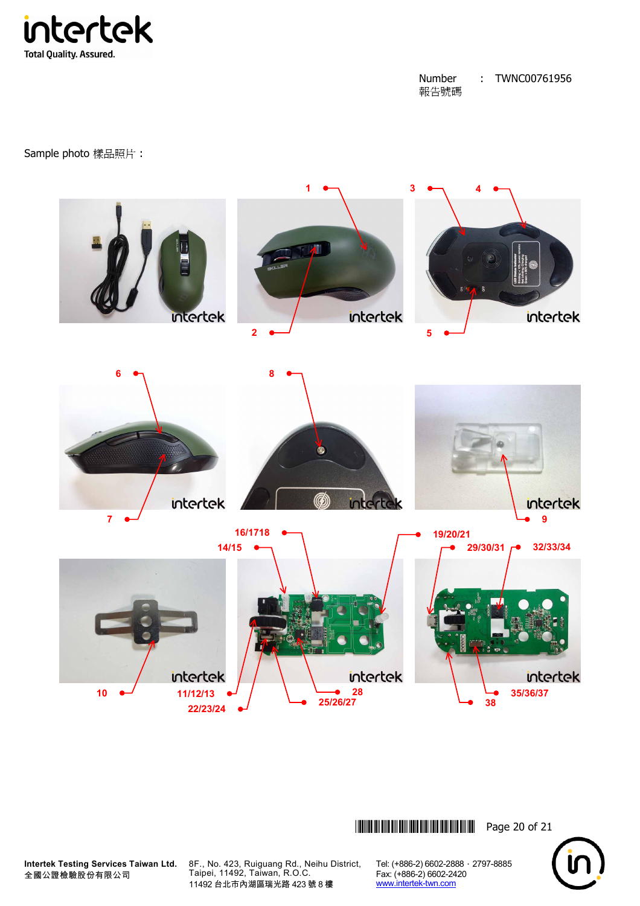Number　:　TWNC00761956
報告號碼

Sample photo 樣品照片：

1　3　4

2　5

6　8

7　9

16/1718　19/20/21
14/15　29/30/31　32/33/34

10　11/12/13　28　35/36/37
22/23/24　25/26/27　38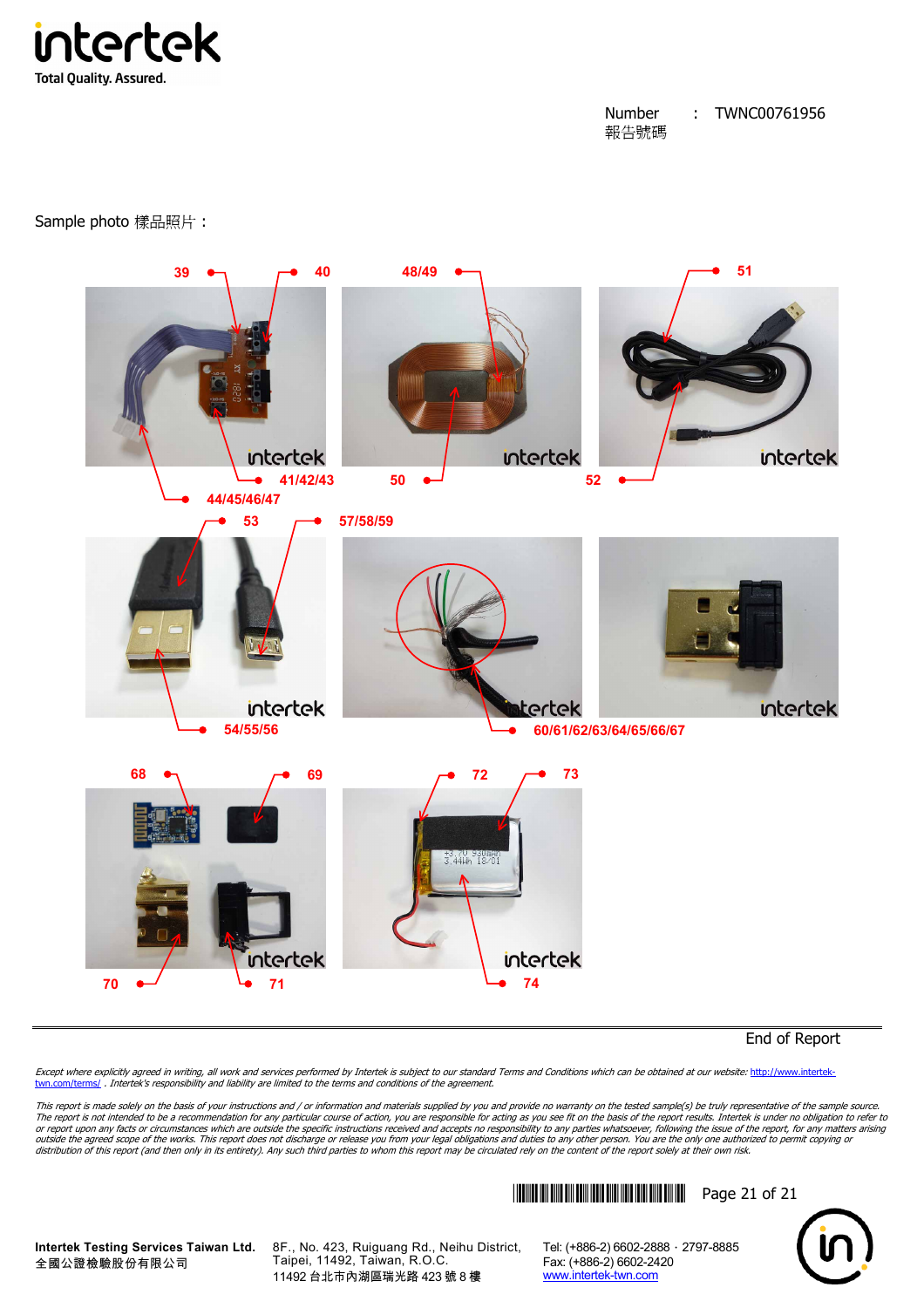Number ： TWNC00761956
報告號碼

Sample photo 樣品照片：

39
40
48/49
51
41/42/43
50
52
44/45/46/47
53
57/58/59
54/55/56
60/61/62/63/64/65/66/67
68
69
72
73
70
71
74

End of Report

*Except where explicitly agreed in writing, all work and services performed by Intertek is subject to our standard Terms and Conditions which can be obtained at our website: http://www.intertek-twn.com/terms/ . Intertek's responsibility and liability are limited to the terms and conditions of the agreement.*

*This report is made solely on the basis of your instructions and / or information and materials supplied by you and provide no warranty on the tested sample(s) be truly representative of the sample source. The report is not intended to be a recommendation for any particular course of action, you are responsible for acting as you see fit on the basis of the report results. Intertek is under no obligation to refer to or report upon any facts or circumstances which are outside the specific instructions received and accepts no responsibility to any parties whatsoever, following the issue of the report, for any matters arising outside the agreed scope of the works. This report does not discharge or release you from your legal obligations and duties to any other person. You are the only one authorized to permit copying or distribution of this report (and then only in its entirety). Any such third parties to whom this report may be circulated rely on the content of the report solely at their own risk.*

**Intertek Testing Services Taiwan Ltd.**
全國公證檢驗股份有限公司

8F., No. 423, Ruiguang Rd., Neihu District, Taipei, 11492, Taiwan, R.O.C.
11492 台北市內湖區瑞光路 423 號 8 樓

Tel: (+886-2) 6602-2888．2797-8885
Fax: (+886-2) 6602-2420
www.intertek-twn.com